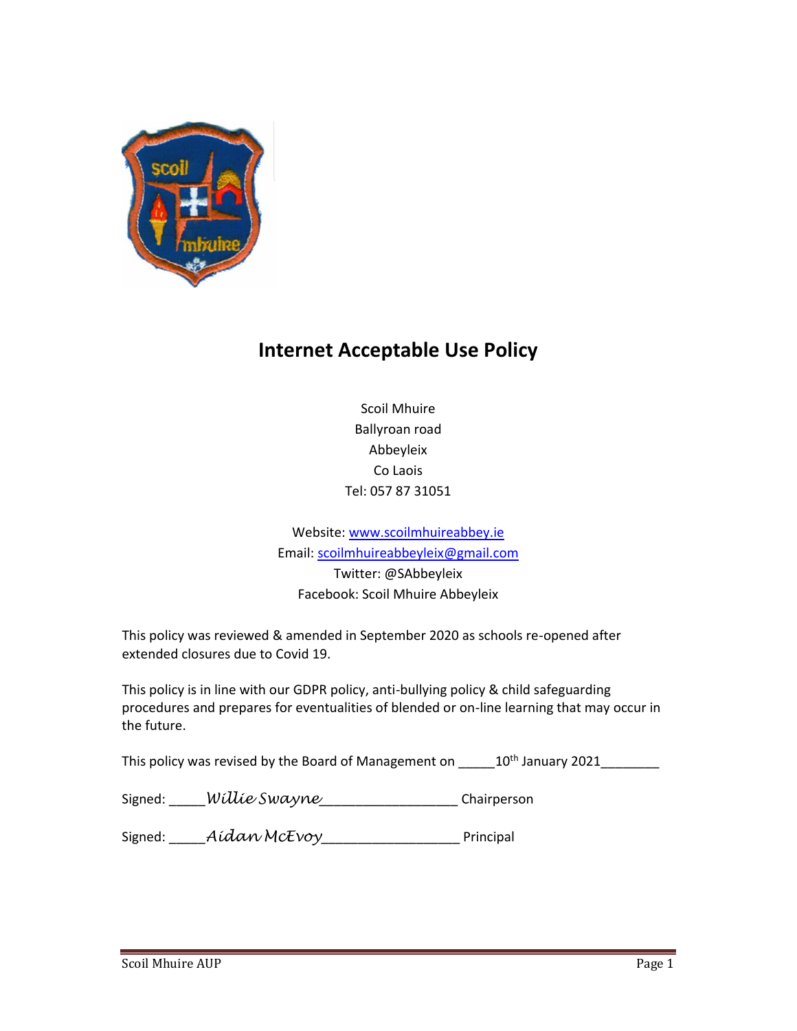# Internet Acceptable Use Policy

Scoil Mhuire
Ballyroan road
Abbeyleix
Co Laois
Tel: 057 87 31051

Website: [www.scoilmhuireabbey.ie](http://www.scoilmhuireabbey.ie)
Email: [scoilmhuireabbeyleix@gmail.com](mailto:scoilmhuireabbeyleix@gmail.com)
Twitter: @SAbbeyleix
Facebook: Scoil Mhuire Abbeyleix

This policy was reviewed & amended in September 2020 as schools re-opened after extended closures due to Covid 19.

This policy is in line with our GDPR policy, anti-bullying policy & child safeguarding procedures and prepares for eventualities of blended or on-line learning that may occur in the future.

This policy was revised by the Board of Management on _____10th January 2021________

Signed: _____*Willie Swayne*_________________ Chairperson

Signed: _____*Aidan McEvoy*_________________ Principal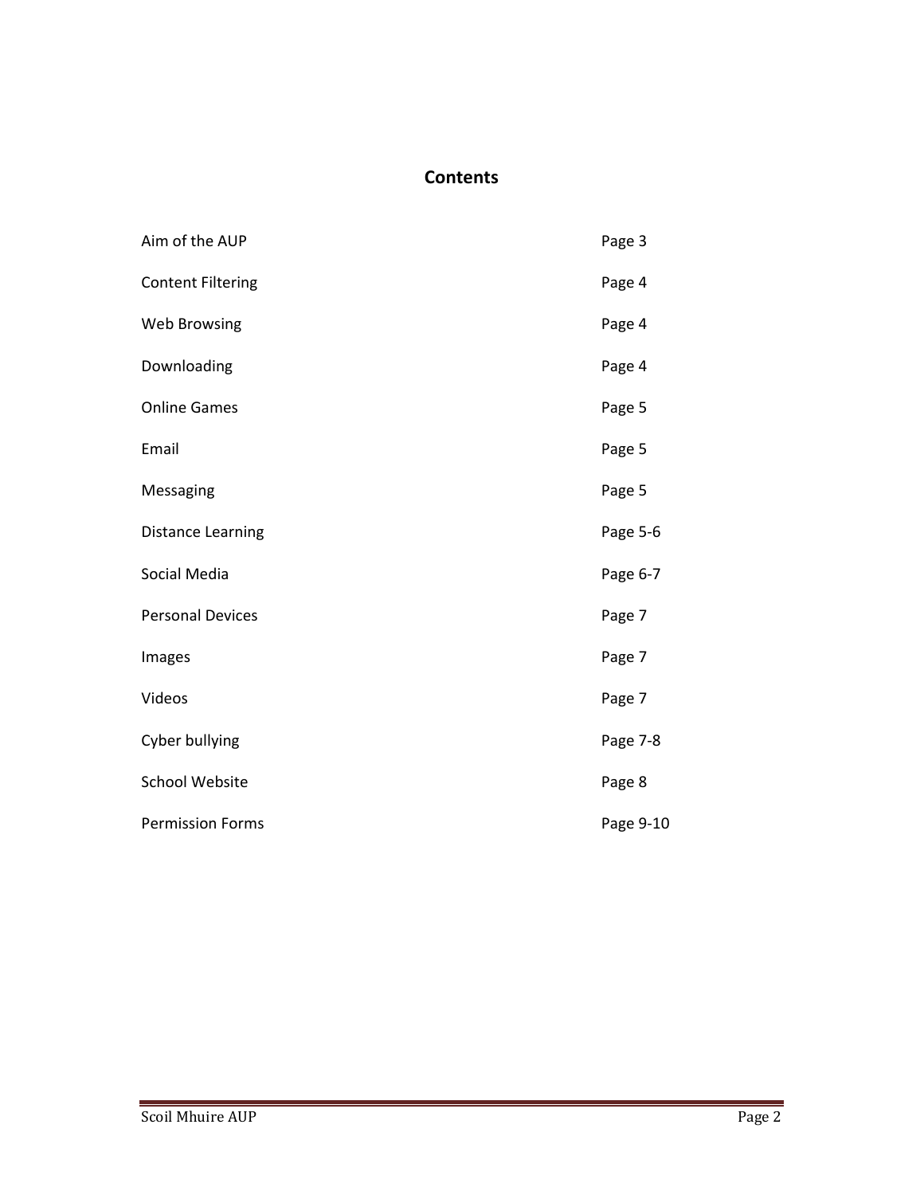## Contents

| | |
|---|---|
| Aim of the AUP | Page 3 |
| Content Filtering | Page 4 |
| Web Browsing | Page 4 |
| Downloading | Page 4 |
| Online Games | Page 5 |
| Email | Page 5 |
| Messaging | Page 5 |
| Distance Learning | Page 5-6 |
| Social Media | Page 6-7 |
| Personal Devices | Page 7 |
| Images | Page 7 |
| Videos | Page 7 |
| Cyber bullying | Page 7-8 |
| School Website | Page 8 |
| Permission Forms | Page 9-10 |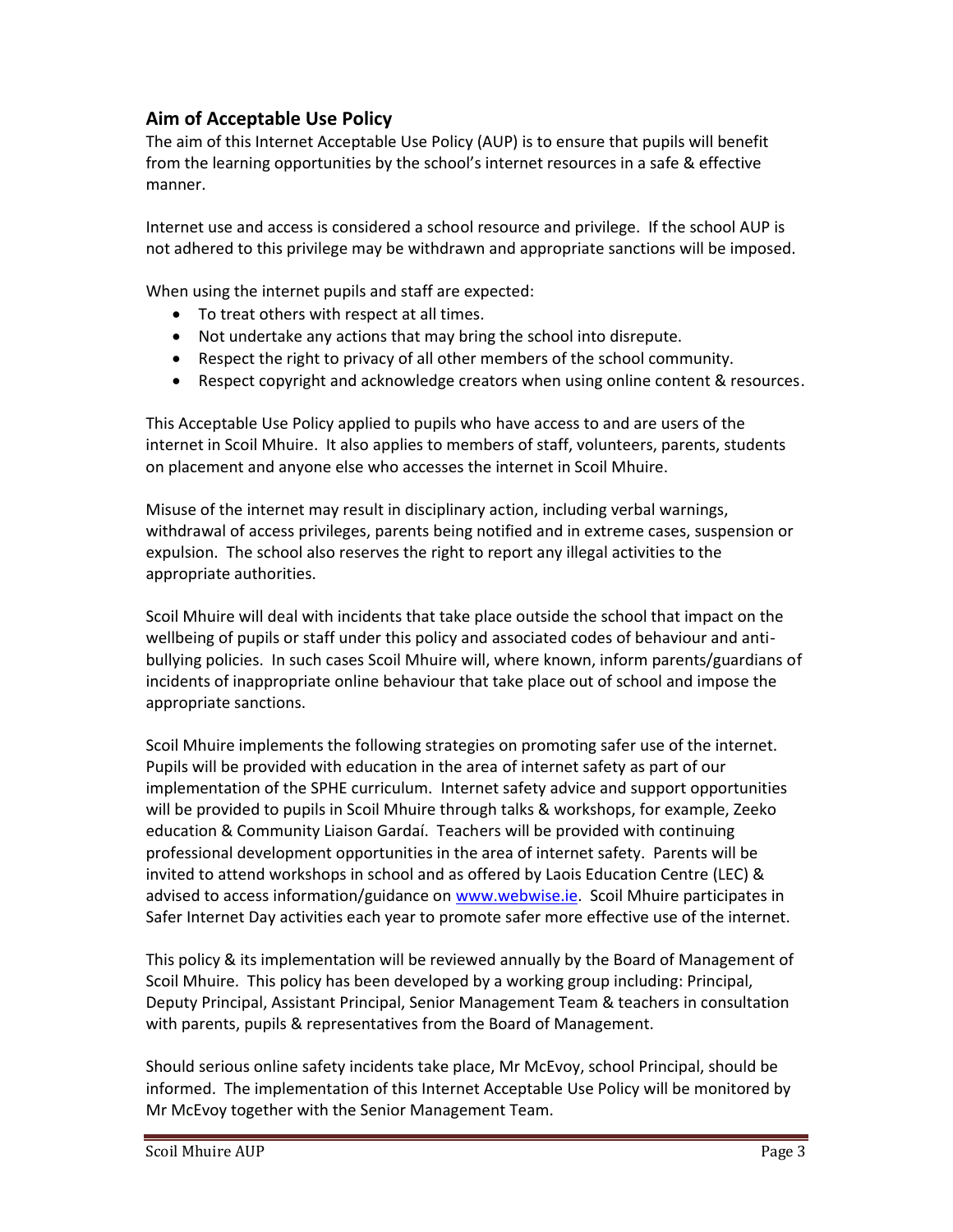## Aim of Acceptable Use Policy

The aim of this Internet Acceptable Use Policy (AUP) is to ensure that pupils will benefit from the learning opportunities by the school's internet resources in a safe & effective manner.

Internet use and access is considered a school resource and privilege. If the school AUP is not adhered to this privilege may be withdrawn and appropriate sanctions will be imposed.

When using the internet pupils and staff are expected:

- To treat others with respect at all times.
- Not undertake any actions that may bring the school into disrepute.
- Respect the right to privacy of all other members of the school community.
- Respect copyright and acknowledge creators when using online content & resources.

This Acceptable Use Policy applied to pupils who have access to and are users of the internet in Scoil Mhuire. It also applies to members of staff, volunteers, parents, students on placement and anyone else who accesses the internet in Scoil Mhuire.

Misuse of the internet may result in disciplinary action, including verbal warnings, withdrawal of access privileges, parents being notified and in extreme cases, suspension or expulsion. The school also reserves the right to report any illegal activities to the appropriate authorities.

Scoil Mhuire will deal with incidents that take place outside the school that impact on the wellbeing of pupils or staff under this policy and associated codes of behaviour and anti-bullying policies. In such cases Scoil Mhuire will, where known, inform parents/guardians of incidents of inappropriate online behaviour that take place out of school and impose the appropriate sanctions.

Scoil Mhuire implements the following strategies on promoting safer use of the internet. Pupils will be provided with education in the area of internet safety as part of our implementation of the SPHE curriculum. Internet safety advice and support opportunities will be provided to pupils in Scoil Mhuire through talks & workshops, for example, Zeeko education & Community Liaison Gardaí. Teachers will be provided with continuing professional development opportunities in the area of internet safety. Parents will be invited to attend workshops in school and as offered by Laois Education Centre (LEC) & advised to access information/guidance on www.webwise.ie. Scoil Mhuire participates in Safer Internet Day activities each year to promote safer more effective use of the internet.

This policy & its implementation will be reviewed annually by the Board of Management of Scoil Mhuire. This policy has been developed by a working group including: Principal, Deputy Principal, Assistant Principal, Senior Management Team & teachers in consultation with parents, pupils & representatives from the Board of Management.

Should serious online safety incidents take place, Mr McEvoy, school Principal, should be informed. The implementation of this Internet Acceptable Use Policy will be monitored by Mr McEvoy together with the Senior Management Team.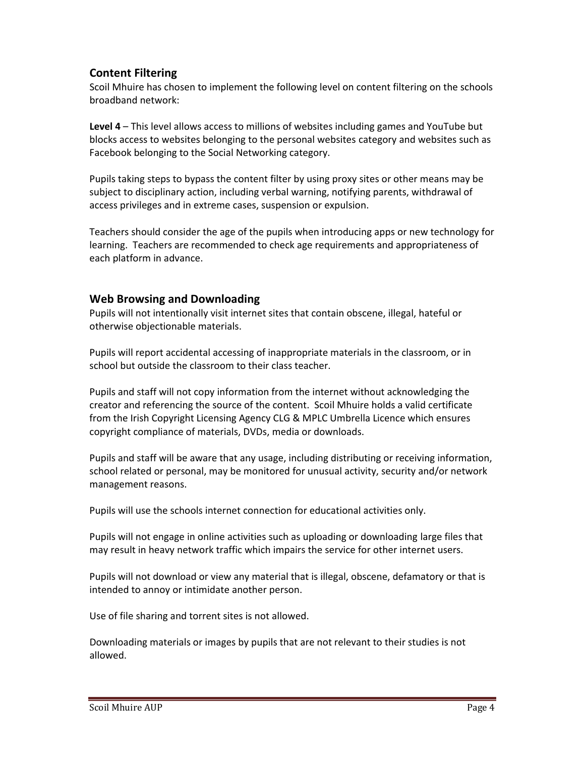## Content Filtering

Scoil Mhuire has chosen to implement the following level on content filtering on the schools broadband network:

**Level 4** – This level allows access to millions of websites including games and YouTube but blocks access to websites belonging to the personal websites category and websites such as Facebook belonging to the Social Networking category.

Pupils taking steps to bypass the content filter by using proxy sites or other means may be subject to disciplinary action, including verbal warning, notifying parents, withdrawal of access privileges and in extreme cases, suspension or expulsion.

Teachers should consider the age of the pupils when introducing apps or new technology for learning. Teachers are recommended to check age requirements and appropriateness of each platform in advance.

## Web Browsing and Downloading

Pupils will not intentionally visit internet sites that contain obscene, illegal, hateful or otherwise objectionable materials.

Pupils will report accidental accessing of inappropriate materials in the classroom, or in school but outside the classroom to their class teacher.

Pupils and staff will not copy information from the internet without acknowledging the creator and referencing the source of the content. Scoil Mhuire holds a valid certificate from the Irish Copyright Licensing Agency CLG & MPLC Umbrella Licence which ensures copyright compliance of materials, DVDs, media or downloads.

Pupils and staff will be aware that any usage, including distributing or receiving information, school related or personal, may be monitored for unusual activity, security and/or network management reasons.

Pupils will use the schools internet connection for educational activities only.

Pupils will not engage in online activities such as uploading or downloading large files that may result in heavy network traffic which impairs the service for other internet users.

Pupils will not download or view any material that is illegal, obscene, defamatory or that is intended to annoy or intimidate another person.

Use of file sharing and torrent sites is not allowed.

Downloading materials or images by pupils that are not relevant to their studies is not allowed.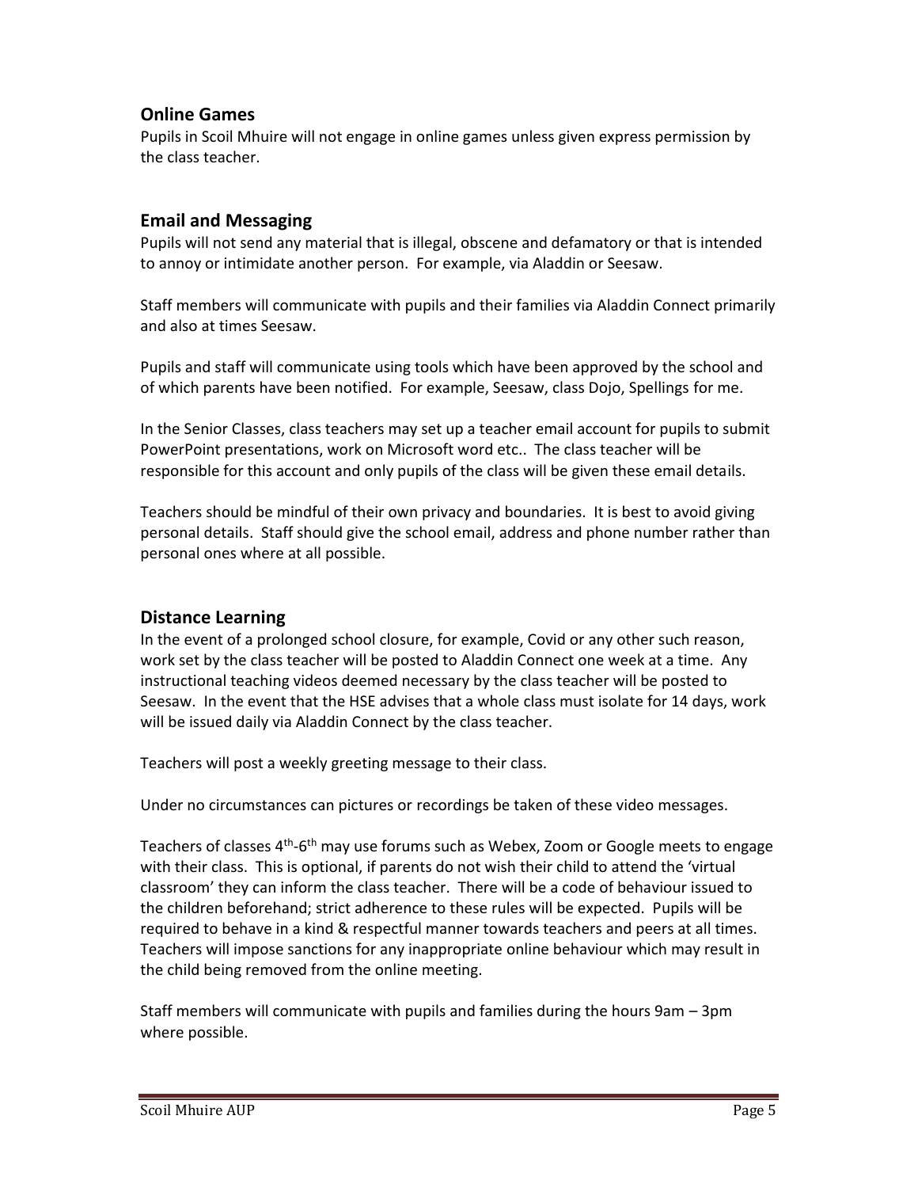## Online Games

Pupils in Scoil Mhuire will not engage in online games unless given express permission by the class teacher.

## Email and Messaging

Pupils will not send any material that is illegal, obscene and defamatory or that is intended to annoy or intimidate another person. For example, via Aladdin or Seesaw.

Staff members will communicate with pupils and their families via Aladdin Connect primarily and also at times Seesaw.

Pupils and staff will communicate using tools which have been approved by the school and of which parents have been notified. For example, Seesaw, class Dojo, Spellings for me.

In the Senior Classes, class teachers may set up a teacher email account for pupils to submit PowerPoint presentations, work on Microsoft word etc.. The class teacher will be responsible for this account and only pupils of the class will be given these email details.

Teachers should be mindful of their own privacy and boundaries. It is best to avoid giving personal details. Staff should give the school email, address and phone number rather than personal ones where at all possible.

## Distance Learning

In the event of a prolonged school closure, for example, Covid or any other such reason, work set by the class teacher will be posted to Aladdin Connect one week at a time. Any instructional teaching videos deemed necessary by the class teacher will be posted to Seesaw. In the event that the HSE advises that a whole class must isolate for 14 days, work will be issued daily via Aladdin Connect by the class teacher.

Teachers will post a weekly greeting message to their class.

Under no circumstances can pictures or recordings be taken of these video messages.

Teachers of classes 4th-6th may use forums such as Webex, Zoom or Google meets to engage with their class. This is optional, if parents do not wish their child to attend the 'virtual classroom' they can inform the class teacher. There will be a code of behaviour issued to the children beforehand; strict adherence to these rules will be expected. Pupils will be required to behave in a kind & respectful manner towards teachers and peers at all times. Teachers will impose sanctions for any inappropriate online behaviour which may result in the child being removed from the online meeting.

Staff members will communicate with pupils and families during the hours 9am – 3pm where possible.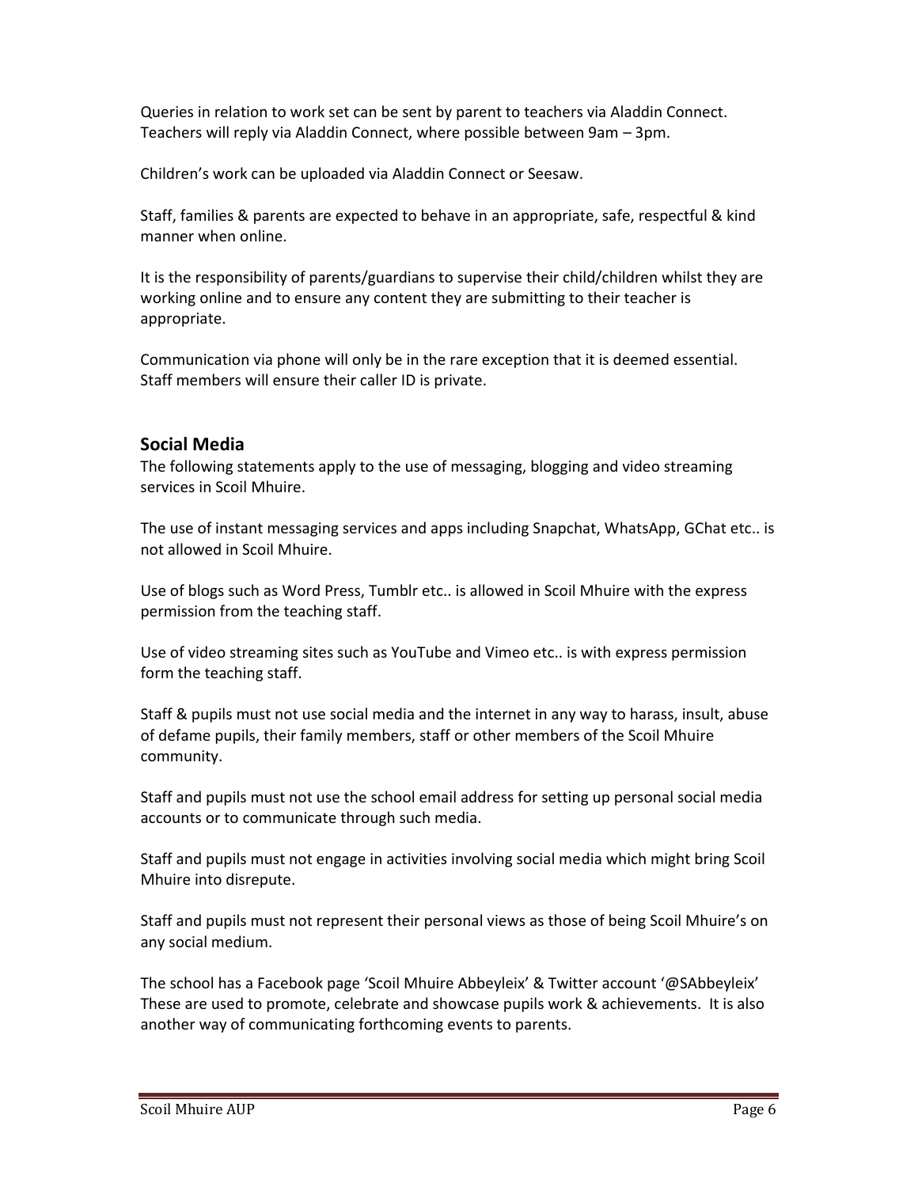Queries in relation to work set can be sent by parent to teachers via Aladdin Connect. Teachers will reply via Aladdin Connect, where possible between 9am – 3pm.

Children's work can be uploaded via Aladdin Connect or Seesaw.

Staff, families & parents are expected to behave in an appropriate, safe, respectful & kind manner when online.

It is the responsibility of parents/guardians to supervise their child/children whilst they are working online and to ensure any content they are submitting to their teacher is appropriate.

Communication via phone will only be in the rare exception that it is deemed essential. Staff members will ensure their caller ID is private.

## Social Media

The following statements apply to the use of messaging, blogging and video streaming services in Scoil Mhuire.

The use of instant messaging services and apps including Snapchat, WhatsApp, GChat etc.. is not allowed in Scoil Mhuire.

Use of blogs such as Word Press, Tumblr etc.. is allowed in Scoil Mhuire with the express permission from the teaching staff.

Use of video streaming sites such as YouTube and Vimeo etc.. is with express permission form the teaching staff.

Staff & pupils must not use social media and the internet in any way to harass, insult, abuse of defame pupils, their family members, staff or other members of the Scoil Mhuire community.

Staff and pupils must not use the school email address for setting up personal social media accounts or to communicate through such media.

Staff and pupils must not engage in activities involving social media which might bring Scoil Mhuire into disrepute.

Staff and pupils must not represent their personal views as those of being Scoil Mhuire's on any social medium.

The school has a Facebook page 'Scoil Mhuire Abbeyleix' & Twitter account '@SAbbeyleix' These are used to promote, celebrate and showcase pupils work & achievements. It is also another way of communicating forthcoming events to parents.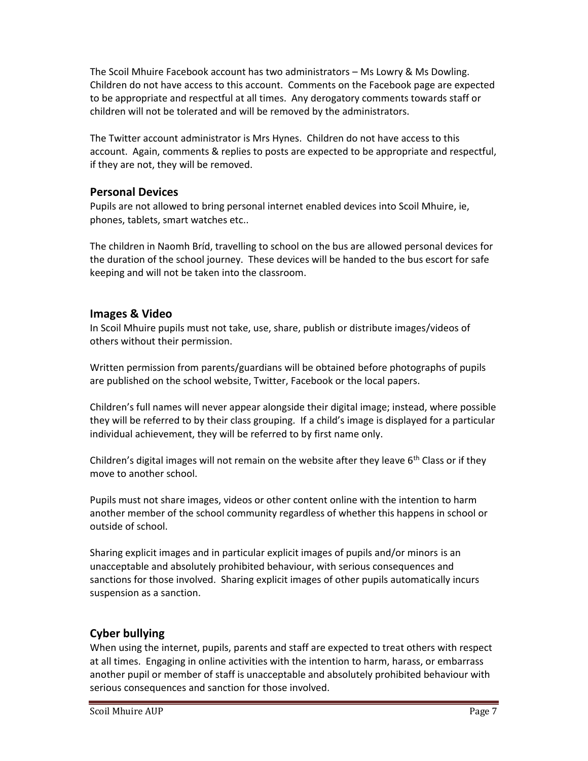The Scoil Mhuire Facebook account has two administrators – Ms Lowry & Ms Dowling. Children do not have access to this account. Comments on the Facebook page are expected to be appropriate and respectful at all times. Any derogatory comments towards staff or children will not be tolerated and will be removed by the administrators.

The Twitter account administrator is Mrs Hynes. Children do not have access to this account. Again, comments & replies to posts are expected to be appropriate and respectful, if they are not, they will be removed.

## Personal Devices

Pupils are not allowed to bring personal internet enabled devices into Scoil Mhuire, ie, phones, tablets, smart watches etc..

The children in Naomh Bríd, travelling to school on the bus are allowed personal devices for the duration of the school journey. These devices will be handed to the bus escort for safe keeping and will not be taken into the classroom.

## Images & Video

In Scoil Mhuire pupils must not take, use, share, publish or distribute images/videos of others without their permission.

Written permission from parents/guardians will be obtained before photographs of pupils are published on the school website, Twitter, Facebook or the local papers.

Children's full names will never appear alongside their digital image; instead, where possible they will be referred to by their class grouping. If a child's image is displayed for a particular individual achievement, they will be referred to by first name only.

Children's digital images will not remain on the website after they leave 6th Class or if they move to another school.

Pupils must not share images, videos or other content online with the intention to harm another member of the school community regardless of whether this happens in school or outside of school.

Sharing explicit images and in particular explicit images of pupils and/or minors is an unacceptable and absolutely prohibited behaviour, with serious consequences and sanctions for those involved. Sharing explicit images of other pupils automatically incurs suspension as a sanction.

## Cyber bullying

When using the internet, pupils, parents and staff are expected to treat others with respect at all times. Engaging in online activities with the intention to harm, harass, or embarrass another pupil or member of staff is unacceptable and absolutely prohibited behaviour with serious consequences and sanction for those involved.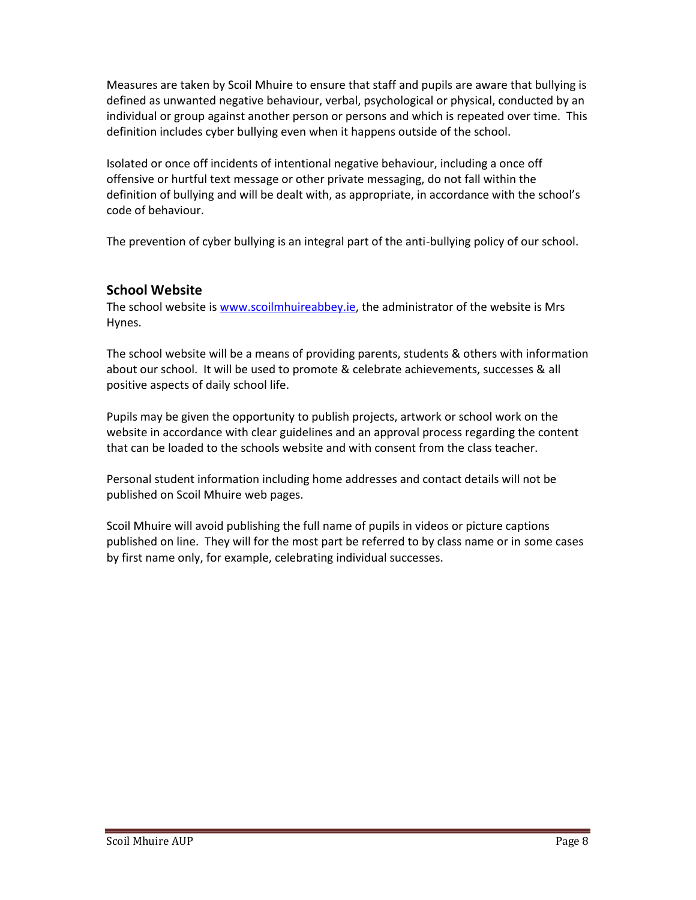Measures are taken by Scoil Mhuire to ensure that staff and pupils are aware that bullying is defined as unwanted negative behaviour, verbal, psychological or physical, conducted by an individual or group against another person or persons and which is repeated over time. This definition includes cyber bullying even when it happens outside of the school.

Isolated or once off incidents of intentional negative behaviour, including a once off offensive or hurtful text message or other private messaging, do not fall within the definition of bullying and will be dealt with, as appropriate, in accordance with the school's code of behaviour.

The prevention of cyber bullying is an integral part of the anti-bullying policy of our school.

### School Website

The school website is [www.scoilmhuireabbey.ie](http://www.scoilmhuireabbey.ie), the administrator of the website is Mrs Hynes.

The school website will be a means of providing parents, students & others with information about our school. It will be used to promote & celebrate achievements, successes & all positive aspects of daily school life.

Pupils may be given the opportunity to publish projects, artwork or school work on the website in accordance with clear guidelines and an approval process regarding the content that can be loaded to the schools website and with consent from the class teacher.

Personal student information including home addresses and contact details will not be published on Scoil Mhuire web pages.

Scoil Mhuire will avoid publishing the full name of pupils in videos or picture captions published on line. They will for the most part be referred to by class name or in some cases by first name only, for example, celebrating individual successes.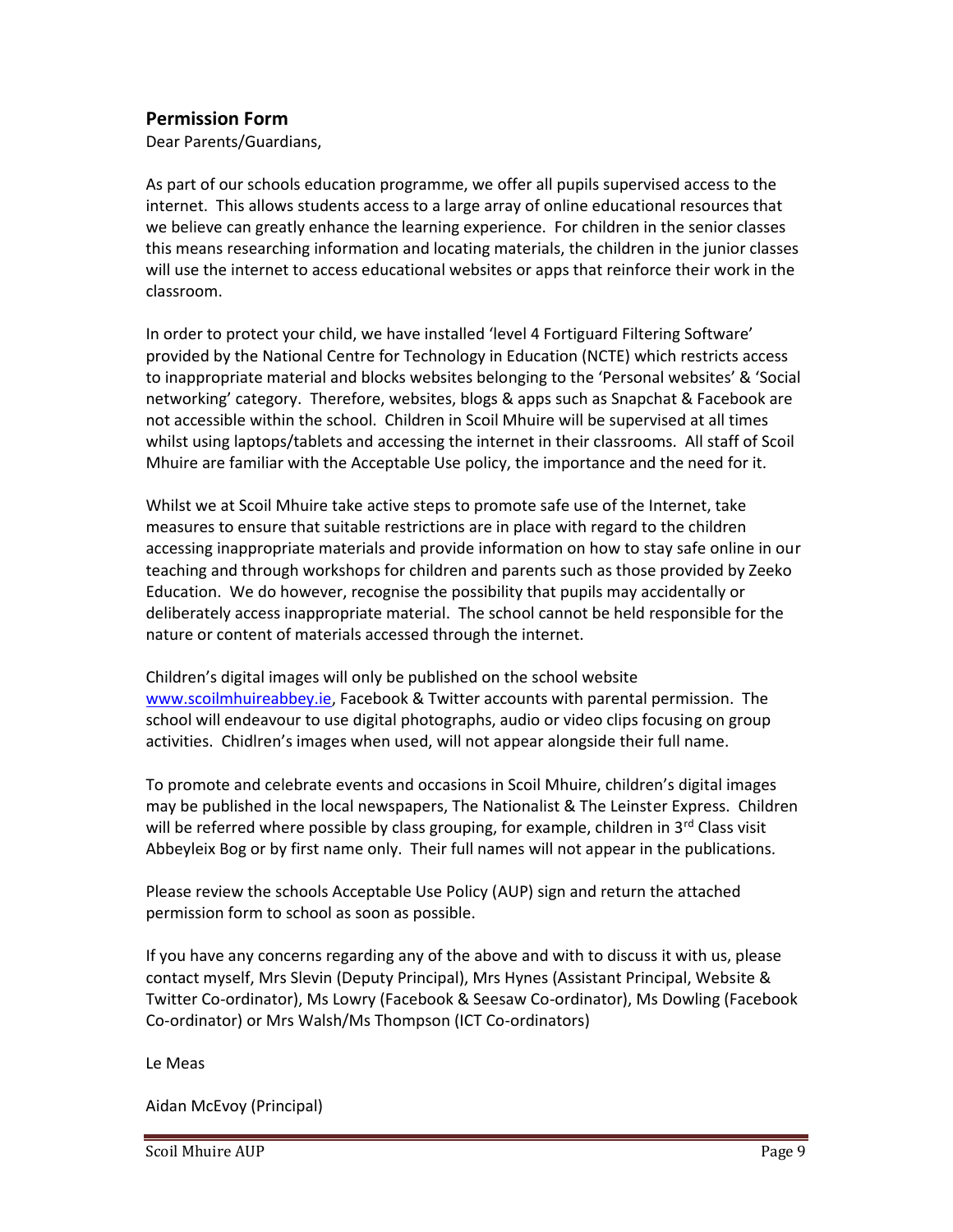## Permission Form

Dear Parents/Guardians,

As part of our schools education programme, we offer all pupils supervised access to the internet. This allows students access to a large array of online educational resources that we believe can greatly enhance the learning experience. For children in the senior classes this means researching information and locating materials, the children in the junior classes will use the internet to access educational websites or apps that reinforce their work in the classroom.

In order to protect your child, we have installed 'level 4 Fortiguard Filtering Software' provided by the National Centre for Technology in Education (NCTE) which restricts access to inappropriate material and blocks websites belonging to the 'Personal websites' & 'Social networking' category. Therefore, websites, blogs & apps such as Snapchat & Facebook are not accessible within the school. Children in Scoil Mhuire will be supervised at all times whilst using laptops/tablets and accessing the internet in their classrooms. All staff of Scoil Mhuire are familiar with the Acceptable Use policy, the importance and the need for it.

Whilst we at Scoil Mhuire take active steps to promote safe use of the Internet, take measures to ensure that suitable restrictions are in place with regard to the children accessing inappropriate materials and provide information on how to stay safe online in our teaching and through workshops for children and parents such as those provided by Zeeko Education. We do however, recognise the possibility that pupils may accidentally or deliberately access inappropriate material. The school cannot be held responsible for the nature or content of materials accessed through the internet.

Children's digital images will only be published on the school website [www.scoilmhuireabbey.ie](http://www.scoilmhuireabbey.ie), Facebook & Twitter accounts with parental permission. The school will endeavour to use digital photographs, audio or video clips focusing on group activities. Chidlren's images when used, will not appear alongside their full name.

To promote and celebrate events and occasions in Scoil Mhuire, children's digital images may be published in the local newspapers, The Nationalist & The Leinster Express. Children will be referred where possible by class grouping, for example, children in 3rd Class visit Abbeyleix Bog or by first name only. Their full names will not appear in the publications.

Please review the schools Acceptable Use Policy (AUP) sign and return the attached permission form to school as soon as possible.

If you have any concerns regarding any of the above and with to discuss it with us, please contact myself, Mrs Slevin (Deputy Principal), Mrs Hynes (Assistant Principal, Website & Twitter Co-ordinator), Ms Lowry (Facebook & Seesaw Co-ordinator), Ms Dowling (Facebook Co-ordinator) or Mrs Walsh/Ms Thompson (ICT Co-ordinators)

Le Meas

Aidan McEvoy (Principal)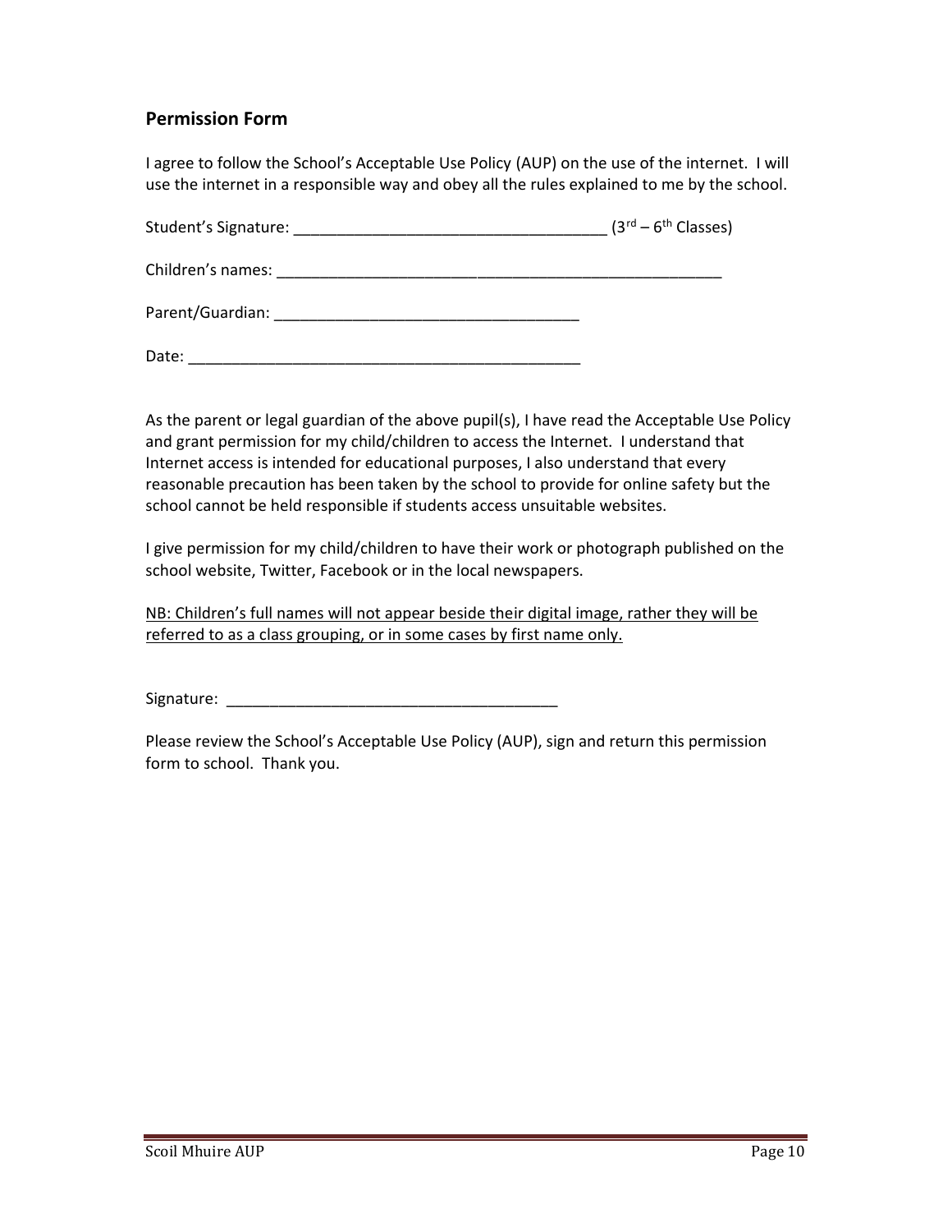## Permission Form

I agree to follow the School's Acceptable Use Policy (AUP) on the use of the internet. I will use the internet in a responsible way and obey all the rules explained to me by the school.

Student's Signature: ___________________________________ (3rd – 6th Classes)

Children's names: ____________________________________________________

Parent/Guardian: ___________________________________

Date: ____________________________________________

As the parent or legal guardian of the above pupil(s), I have read the Acceptable Use Policy and grant permission for my child/children to access the Internet. I understand that Internet access is intended for educational purposes, I also understand that every reasonable precaution has been taken by the school to provide for online safety but the school cannot be held responsible if students access unsuitable websites.

I give permission for my child/children to have their work or photograph published on the school website, Twitter, Facebook or in the local newspapers.

<u>NB: Children's full names will not appear beside their digital image, rather they will be referred to as a class grouping, or in some cases by first name only.</u>

Signature: _____________________________________

Please review the School's Acceptable Use Policy (AUP), sign and return this permission form to school. Thank you.